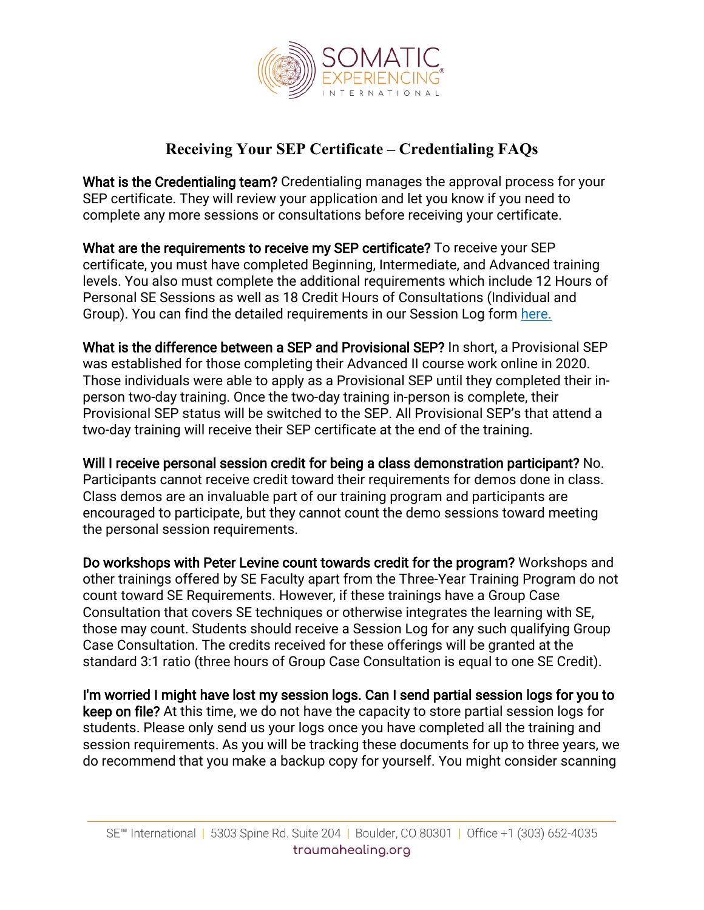# Receiving Your SEP Certificate – Credentialing FAQs

**What is the Credentialing team?** Credentialing manages the approval process for your SEP certificate. They will review your application and let you know if you need to complete any more sessions or consultations before receiving your certificate.

**What are the requirements to receive my SEP certificate?** To receive your SEP certificate, you must have completed Beginning, Intermediate, and Advanced training levels. You also must complete the additional requirements which include 12 Hours of Personal SE Sessions as well as 18 Credit Hours of Consultations (Individual and Group). You can find the detailed requirements in our Session Log form here.

**What is the difference between a SEP and Provisional SEP?** In short, a Provisional SEP was established for those completing their Advanced II course work online in 2020. Those individuals were able to apply as a Provisional SEP until they completed their in-person two-day training. Once the two-day training in-person is complete, their Provisional SEP status will be switched to the SEP. All Provisional SEP's that attend a two-day training will receive their SEP certificate at the end of the training.

**Will I receive personal session credit for being a class demonstration participant?** No. Participants cannot receive credit toward their requirements for demos done in class. Class demos are an invaluable part of our training program and participants are encouraged to participate, but they cannot count the demo sessions toward meeting the personal session requirements.

**Do workshops with Peter Levine count towards credit for the program?** Workshops and other trainings offered by SE Faculty apart from the Three-Year Training Program do not count toward SE Requirements. However, if these trainings have a Group Case Consultation that covers SE techniques or otherwise integrates the learning with SE, those may count. Students should receive a Session Log for any such qualifying Group Case Consultation. The credits received for these offerings will be granted at the standard 3:1 ratio (three hours of Group Case Consultation is equal to one SE Credit).

**I'm worried I might have lost my session logs. Can I send partial session logs for you to keep on file?** At this time, we do not have the capacity to store partial session logs for students. Please only send us your logs once you have completed all the training and session requirements. As you will be tracking these documents for up to three years, we do recommend that you make a backup copy for yourself. You might consider scanning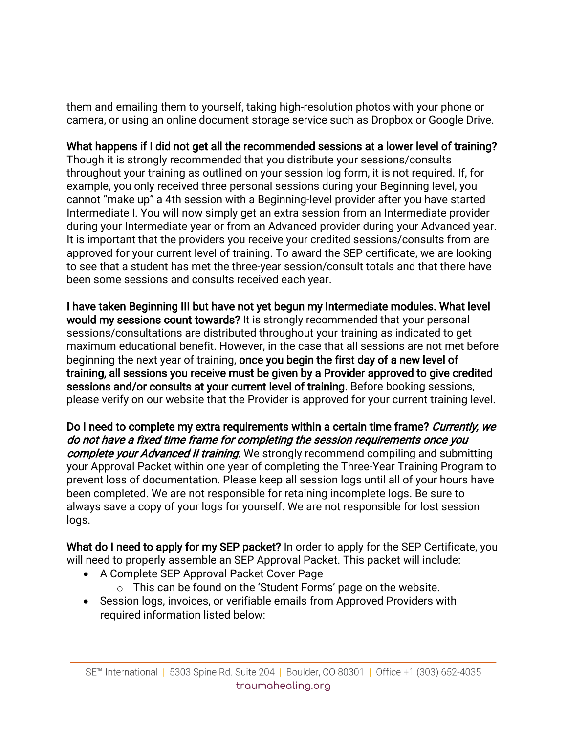them and emailing them to yourself, taking high-resolution photos with your phone or camera, or using an online document storage service such as Dropbox or Google Drive.

**What happens if I did not get all the recommended sessions at a lower level of training?** Though it is strongly recommended that you distribute your sessions/consults throughout your training as outlined on your session log form, it is not required. If, for example, you only received three personal sessions during your Beginning level, you cannot "make up" a 4th session with a Beginning-level provider after you have started Intermediate I. You will now simply get an extra session from an Intermediate provider during your Intermediate year or from an Advanced provider during your Advanced year. It is important that the providers you receive your credited sessions/consults from are approved for your current level of training. To award the SEP certificate, we are looking to see that a student has met the three-year session/consult totals and that there have been some sessions and consults received each year.

**I have taken Beginning III but have not yet begun my Intermediate modules. What level would my sessions count towards?** It is strongly recommended that your personal sessions/consultations are distributed throughout your training as indicated to get maximum educational benefit. However, in the case that all sessions are not met before beginning the next year of training, **once you begin the first day of a new level of training, all sessions you receive must be given by a Provider approved to give credited sessions and/or consults at your current level of training.** Before booking sessions, please verify on our website that the Provider is approved for your current training level.

**Do I need to complete my extra requirements within a certain time frame?** ***Currently, we do not have a fixed time frame for completing the session requirements once you complete your Advanced II training.*** We strongly recommend compiling and submitting your Approval Packet within one year of completing the Three-Year Training Program to prevent loss of documentation. Please keep all session logs until all of your hours have been completed. We are not responsible for retaining incomplete logs. Be sure to always save a copy of your logs for yourself. We are not responsible for lost session logs.

**What do I need to apply for my SEP packet?** In order to apply for the SEP Certificate, you will need to properly assemble an SEP Approval Packet. This packet will include:

- A Complete SEP Approval Packet Cover Page
  - This can be found on the 'Student Forms' page on the website.
- Session logs, invoices, or verifiable emails from Approved Providers with required information listed below: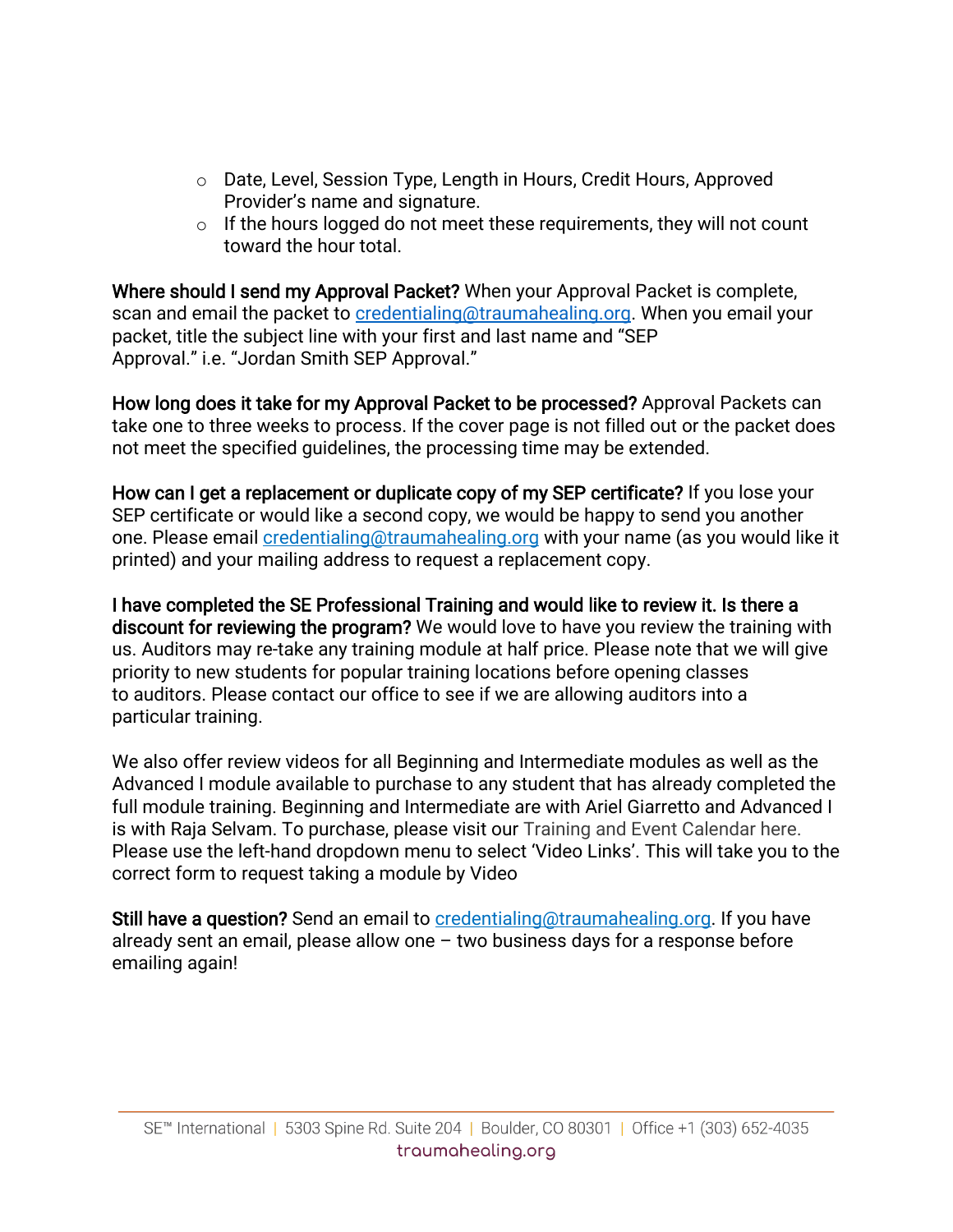- Date, Level, Session Type, Length in Hours, Credit Hours, Approved Provider's name and signature.
- If the hours logged do not meet these requirements, they will not count toward the hour total.

**Where should I send my Approval Packet?** When your Approval Packet is complete, scan and email the packet to credentialing@traumahealing.org. When you email your packet, title the subject line with your first and last name and "SEP Approval." i.e. "Jordan Smith SEP Approval."

**How long does it take for my Approval Packet to be processed?** Approval Packets can take one to three weeks to process. If the cover page is not filled out or the packet does not meet the specified guidelines, the processing time may be extended.

**How can I get a replacement or duplicate copy of my SEP certificate?** If you lose your SEP certificate or would like a second copy, we would be happy to send you another one. Please email credentialing@traumahealing.org with your name (as you would like it printed) and your mailing address to request a replacement copy.

**I have completed the SE Professional Training and would like to review it. Is there a discount for reviewing the program?** We would love to have you review the training with us. Auditors may re-take any training module at half price. Please note that we will give priority to new students for popular training locations before opening classes to auditors. Please contact our office to see if we are allowing auditors into a particular training.

We also offer review videos for all Beginning and Intermediate modules as well as the Advanced I module available to purchase to any student that has already completed the full module training. Beginning and Intermediate are with Ariel Giarretto and Advanced I is with Raja Selvam. To purchase, please visit our Training and Event Calendar here. Please use the left-hand dropdown menu to select 'Video Links'. This will take you to the correct form to request taking a module by Video

**Still have a question?** Send an email to credentialing@traumahealing.org. If you have already sent an email, please allow one – two business days for a response before emailing again!